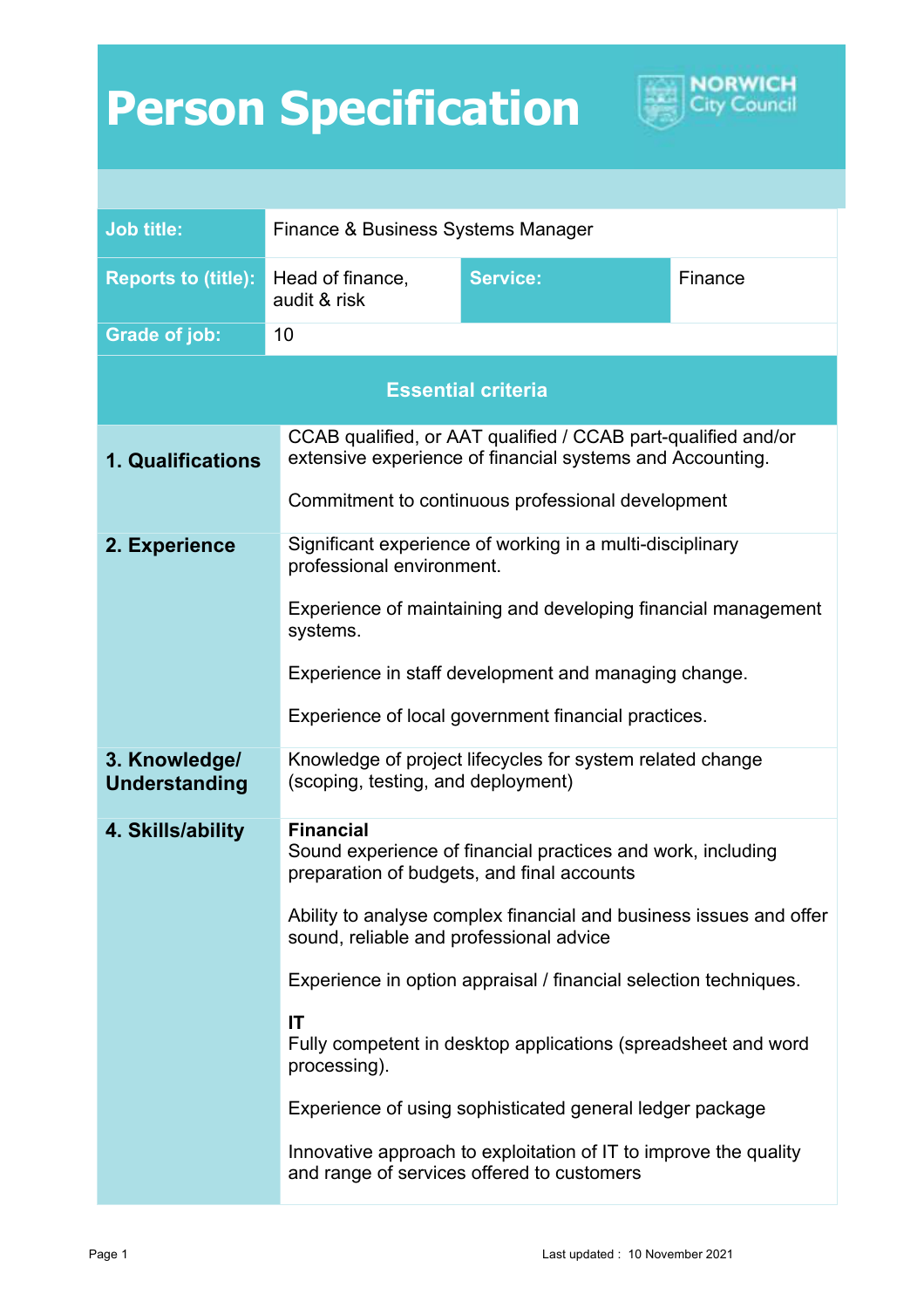# Person Specification

| Job title: | Finance & Business Systems Manager | | |
|---|---|---|---|
| Reports to (title): | Head of finance, audit & risk | Service: | Finance |
| Grade of job: | 10 | | |

## Essential criteria

| | |
|---|---|
| **1. Qualifications** | CCAB qualified, or AAT qualified / CCAB part-qualified and/or extensive experience of financial systems and Accounting.<br><br>Commitment to continuous professional development |
| **2. Experience** | Significant experience of working in a multi-disciplinary professional environment.<br><br>Experience of maintaining and developing financial management systems.<br><br>Experience in staff development and managing change.<br><br>Experience of local government financial practices. |
| **3. Knowledge/ Understanding** | Knowledge of project lifecycles for system related change (scoping, testing, and deployment) |
| **4. Skills/ability** | **Financial**<br>Sound experience of financial practices and work, including preparation of budgets, and final accounts<br><br>Ability to analyse complex financial and business issues and offer sound, reliable and professional advice<br><br>Experience in option appraisal / financial selection techniques.<br><br>**IT**<br>Fully competent in desktop applications (spreadsheet and word processing).<br><br>Experience of using sophisticated general ledger package<br><br>Innovative approach to exploitation of IT to improve the quality and range of services offered to customers |

Last updated : 10 November 2021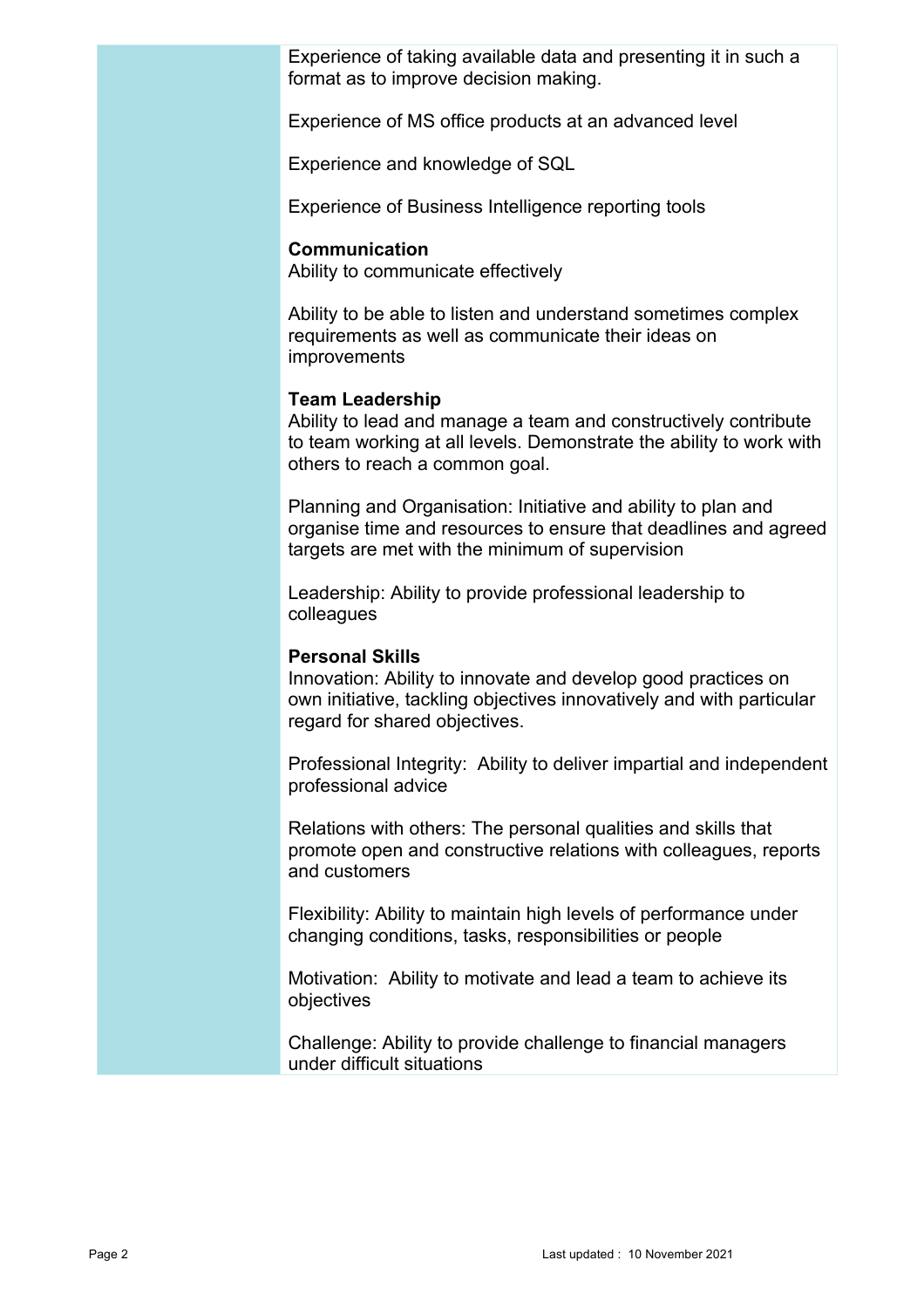| | |
|---|---|
| | Experience of taking available data and presenting it in such a format as to improve decision making.<br><br>Experience of MS office products at an advanced level<br><br>Experience and knowledge of SQL<br><br>Experience of Business Intelligence reporting tools<br><br>**Communication**<br>Ability to communicate effectively<br><br>Ability to be able to listen and understand sometimes complex requirements as well as communicate their ideas on improvements<br><br>**Team Leadership**<br>Ability to lead and manage a team and constructively contribute to team working at all levels. Demonstrate the ability to work with others to reach a common goal.<br><br>Planning and Organisation: Initiative and ability to plan and organise time and resources to ensure that deadlines and agreed targets are met with the minimum of supervision<br><br>Leadership: Ability to provide professional leadership to colleagues<br><br>**Personal Skills**<br>Innovation: Ability to innovate and develop good practices on own initiative, tackling objectives innovatively and with particular regard for shared objectives.<br><br>Professional Integrity: Ability to deliver impartial and independent professional advice<br><br>Relations with others: The personal qualities and skills that promote open and constructive relations with colleagues, reports and customers<br><br>Flexibility: Ability to maintain high levels of performance under changing conditions, tasks, responsibilities or people<br><br>Motivation: Ability to motivate and lead a team to achieve its objectives<br><br>Challenge: Ability to provide challenge to financial managers under difficult situations |

Last updated : 10 November 2021